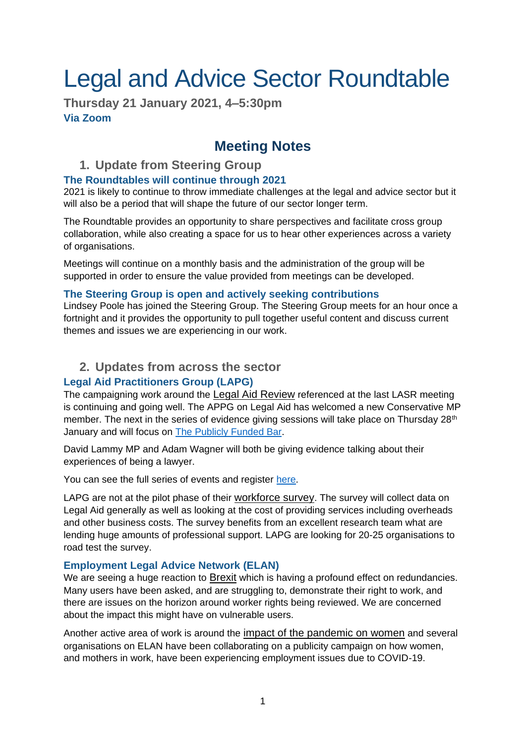# Legal and Advice Sector Roundtable

**Thursday 21 January 2021, 4–5:30pm**
**Via Zoom**

## Meeting Notes

### 1. Update from Steering Group

#### The Roundtables will continue through 2021

2021 is likely to continue to throw immediate challenges at the legal and advice sector but it will also be a period that will shape the future of our sector longer term.

The Roundtable provides an opportunity to share perspectives and facilitate cross group collaboration, while also creating a space for us to hear other experiences across a variety of organisations.

Meetings will continue on a monthly basis and the administration of the group will be supported in order to ensure the value provided from meetings can be developed.

#### The Steering Group is open and actively seeking contributions

Lindsey Poole has joined the Steering Group. The Steering Group meets for an hour once a fortnight and it provides the opportunity to pull together useful content and discuss current themes and issues we are experiencing in our work.

### 2. Updates from across the sector

#### Legal Aid Practitioners Group (LAPG)

The campaigning work around the Legal Aid Review referenced at the last LASR meeting is continuing and going well. The APPG on Legal Aid has welcomed a new Conservative MP member. The next in the series of evidence giving sessions will take place on Thursday 28th January and will focus on The Publicly Funded Bar.

David Lammy MP and Adam Wagner will both be giving evidence talking about their experiences of being a lawyer.

You can see the full series of events and register here.

LAPG are not at the pilot phase of their workforce survey. The survey will collect data on Legal Aid generally as well as looking at the cost of providing services including overheads and other business costs. The survey benefits from an excellent research team what are lending huge amounts of professional support. LAPG are looking for 20-25 organisations to road test the survey.

#### Employment Legal Advice Network (ELAN)

We are seeing a huge reaction to Brexit which is having a profound effect on redundancies. Many users have been asked, and are struggling to, demonstrate their right to work, and there are issues on the horizon around worker rights being reviewed. We are concerned about the impact this might have on vulnerable users.

Another active area of work is around the impact of the pandemic on women and several organisations on ELAN have been collaborating on a publicity campaign on how women, and mothers in work, have been experiencing employment issues due to COVID-19.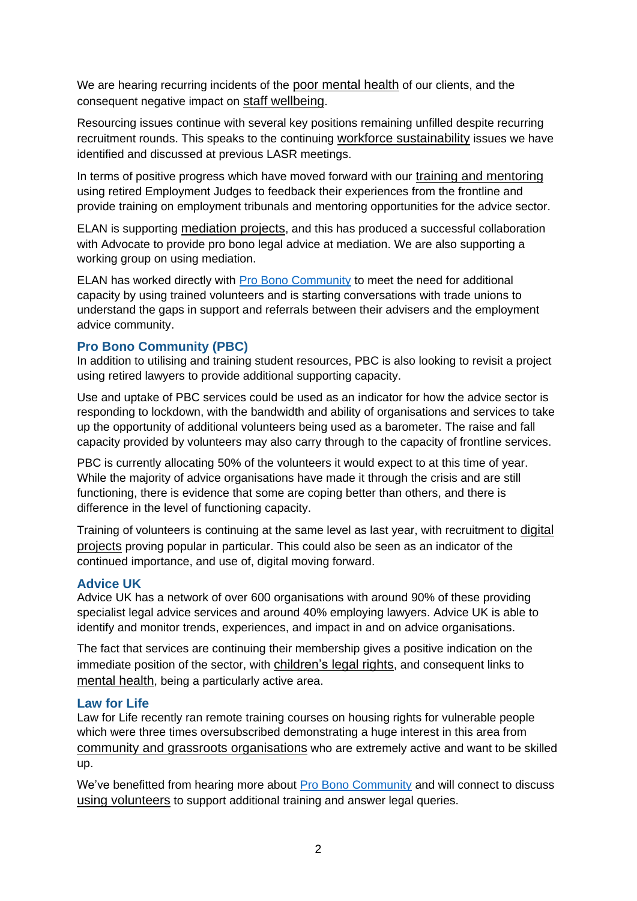We are hearing recurring incidents of the poor mental health of our clients, and the consequent negative impact on staff wellbeing.

Resourcing issues continue with several key positions remaining unfilled despite recurring recruitment rounds. This speaks to the continuing workforce sustainability issues we have identified and discussed at previous LASR meetings.

In terms of positive progress which have moved forward with our training and mentoring using retired Employment Judges to feedback their experiences from the frontline and provide training on employment tribunals and mentoring opportunities for the advice sector.

ELAN is supporting mediation projects, and this has produced a successful collaboration with Advocate to provide pro bono legal advice at mediation. We are also supporting a working group on using mediation.

ELAN has worked directly with Pro Bono Community to meet the need for additional capacity by using trained volunteers and is starting conversations with trade unions to understand the gaps in support and referrals between their advisers and the employment advice community.

### Pro Bono Community (PBC)

In addition to utilising and training student resources, PBC is also looking to revisit a project using retired lawyers to provide additional supporting capacity.

Use and uptake of PBC services could be used as an indicator for how the advice sector is responding to lockdown, with the bandwidth and ability of organisations and services to take up the opportunity of additional volunteers being used as a barometer. The raise and fall capacity provided by volunteers may also carry through to the capacity of frontline services.

PBC is currently allocating 50% of the volunteers it would expect to at this time of year. While the majority of advice organisations have made it through the crisis and are still functioning, there is evidence that some are coping better than others, and there is difference in the level of functioning capacity.

Training of volunteers is continuing at the same level as last year, with recruitment to digital projects proving popular in particular. This could also be seen as an indicator of the continued importance, and use of, digital moving forward.

### Advice UK

Advice UK has a network of over 600 organisations with around 90% of these providing specialist legal advice services and around 40% employing lawyers. Advice UK is able to identify and monitor trends, experiences, and impact in and on advice organisations.

The fact that services are continuing their membership gives a positive indication on the immediate position of the sector, with children's legal rights, and consequent links to mental health, being a particularly active area.

### Law for Life

Law for Life recently ran remote training courses on housing rights for vulnerable people which were three times oversubscribed demonstrating a huge interest in this area from community and grassroots organisations who are extremely active and want to be skilled up.

We've benefitted from hearing more about Pro Bono Community and will connect to discuss using volunteers to support additional training and answer legal queries.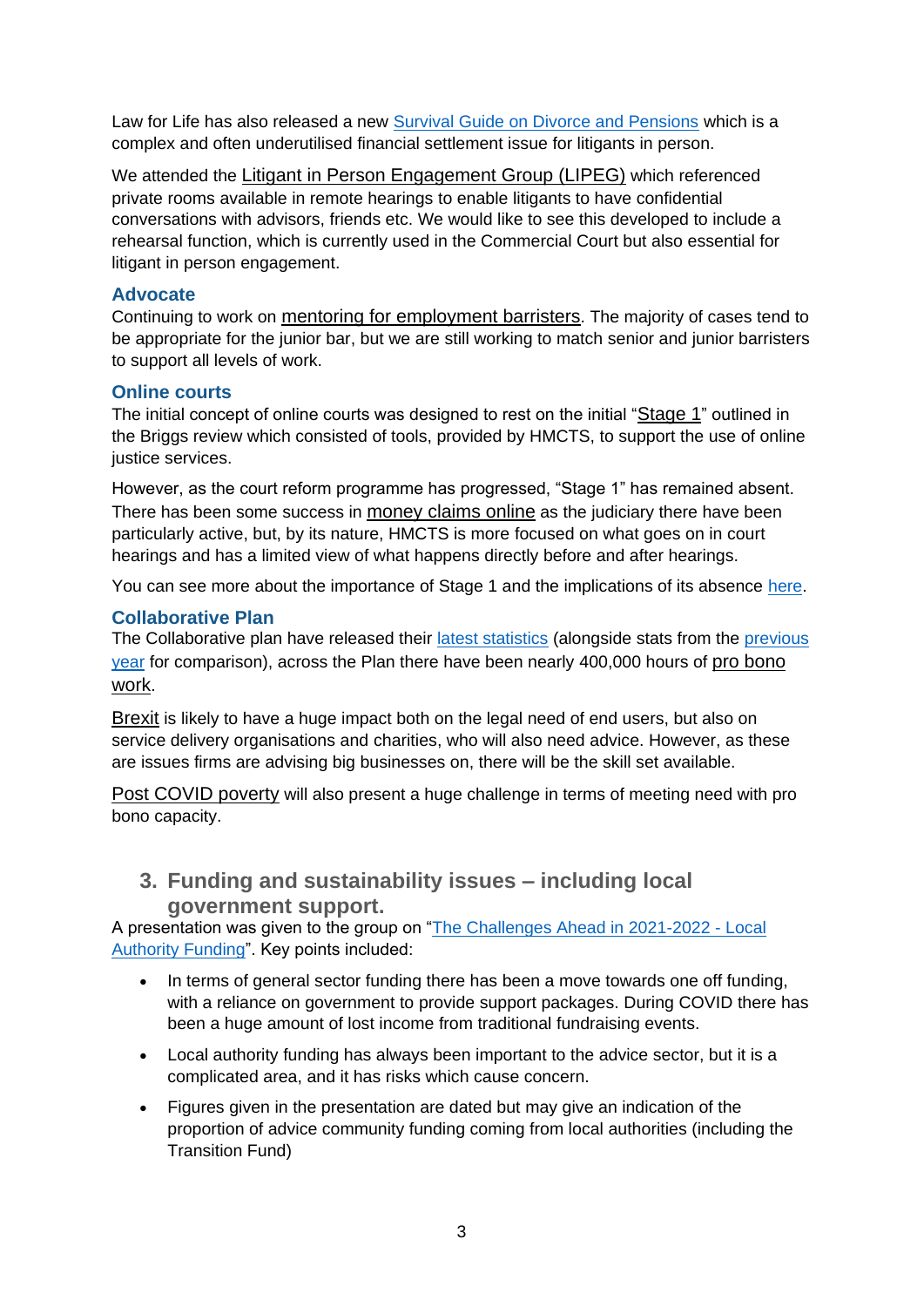Law for Life has also released a new Survival Guide on Divorce and Pensions which is a complex and often underutilised financial settlement issue for litigants in person.

We attended the Litigant in Person Engagement Group (LIPEG) which referenced private rooms available in remote hearings to enable litigants to have confidential conversations with advisors, friends etc. We would like to see this developed to include a rehearsal function, which is currently used in the Commercial Court but also essential for litigant in person engagement.

### Advocate

Continuing to work on mentoring for employment barristers. The majority of cases tend to be appropriate for the junior bar, but we are still working to match senior and junior barristers to support all levels of work.

### Online courts

The initial concept of online courts was designed to rest on the initial "Stage 1" outlined in the Briggs review which consisted of tools, provided by HMCTS, to support the use of online justice services.

However, as the court reform programme has progressed, "Stage 1" has remained absent. There has been some success in money claims online as the judiciary there have been particularly active, but, by its nature, HMCTS is more focused on what goes on in court hearings and has a limited view of what happens directly before and after hearings.

You can see more about the importance of Stage 1 and the implications of its absence here.

### Collaborative Plan

The Collaborative plan have released their latest statistics (alongside stats from the previous year for comparison), across the Plan there have been nearly 400,000 hours of pro bono work.

Brexit is likely to have a huge impact both on the legal need of end users, but also on service delivery organisations and charities, who will also need advice. However, as these are issues firms are advising big businesses on, there will be the skill set available.

Post COVID poverty will also present a huge challenge in terms of meeting need with pro bono capacity.

## 3. Funding and sustainability issues – including local government support.

A presentation was given to the group on "The Challenges Ahead in 2021-2022 - Local Authority Funding". Key points included:

- In terms of general sector funding there has been a move towards one off funding, with a reliance on government to provide support packages. During COVID there has been a huge amount of lost income from traditional fundraising events.
- Local authority funding has always been important to the advice sector, but it is a complicated area, and it has risks which cause concern.
- Figures given in the presentation are dated but may give an indication of the proportion of advice community funding coming from local authorities (including the Transition Fund)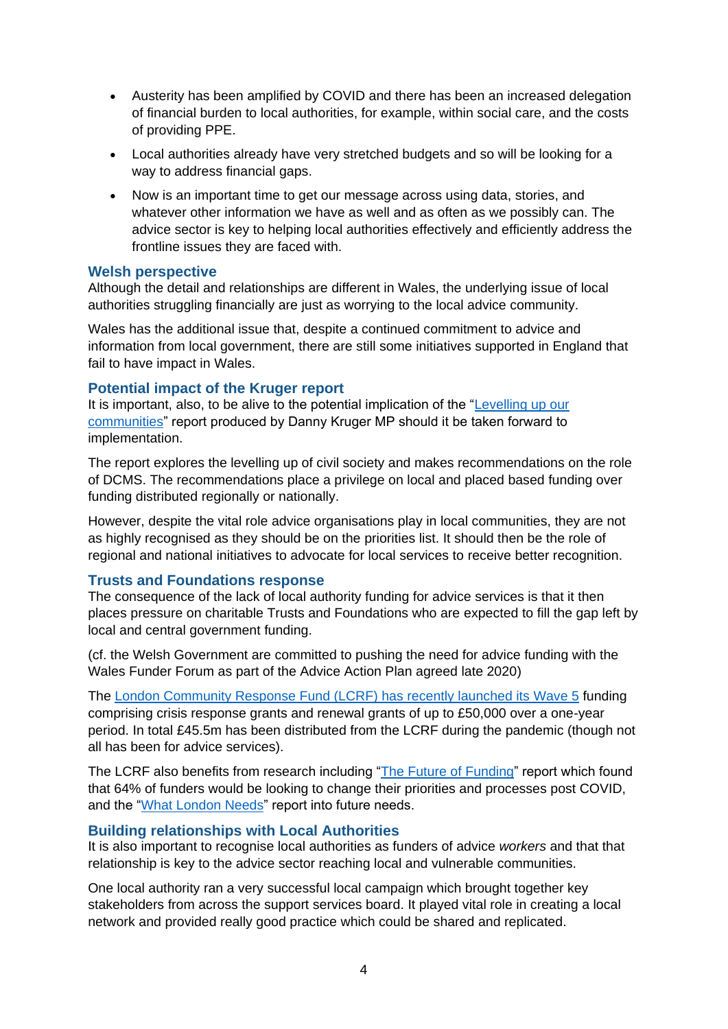- Austerity has been amplified by COVID and there has been an increased delegation of financial burden to local authorities, for example, within social care, and the costs of providing PPE.
- Local authorities already have very stretched budgets and so will be looking for a way to address financial gaps.
- Now is an important time to get our message across using data, stories, and whatever other information we have as well and as often as we possibly can. The advice sector is key to helping local authorities effectively and efficiently address the frontline issues they are faced with.

### Welsh perspective

Although the detail and relationships are different in Wales, the underlying issue of local authorities struggling financially are just as worrying to the local advice community.

Wales has the additional issue that, despite a continued commitment to advice and information from local government, there are still some initiatives supported in England that fail to have impact in Wales.

### Potential impact of the Kruger report

It is important, also, to be alive to the potential implication of the "Levelling up our communities" report produced by Danny Kruger MP should it be taken forward to implementation.

The report explores the levelling up of civil society and makes recommendations on the role of DCMS. The recommendations place a privilege on local and placed based funding over funding distributed regionally or nationally.

However, despite the vital role advice organisations play in local communities, they are not as highly recognised as they should be on the priorities list. It should then be the role of regional and national initiatives to advocate for local services to receive better recognition.

### Trusts and Foundations response

The consequence of the lack of local authority funding for advice services is that it then places pressure on charitable Trusts and Foundations who are expected to fill the gap left by local and central government funding.

(cf. the Welsh Government are committed to pushing the need for advice funding with the Wales Funder Forum as part of the Advice Action Plan agreed late 2020)

The London Community Response Fund (LCRF) has recently launched its Wave 5 funding comprising crisis response grants and renewal grants of up to £50,000 over a one-year period. In total £45.5m has been distributed from the LCRF during the pandemic (though not all has been for advice services).

The LCRF also benefits from research including "The Future of Funding" report which found that 64% of funders would be looking to change their priorities and processes post COVID, and the "What London Needs" report into future needs.

### Building relationships with Local Authorities

It is also important to recognise local authorities as funders of advice *workers* and that that relationship is key to the advice sector reaching local and vulnerable communities.

One local authority ran a very successful local campaign which brought together key stakeholders from across the support services board. It played vital role in creating a local network and provided really good practice which could be shared and replicated.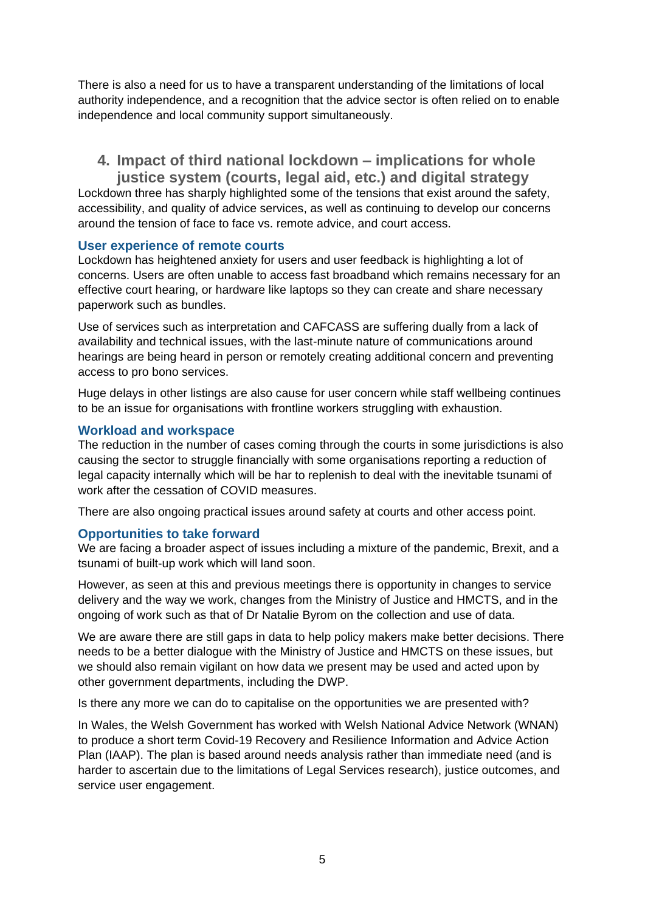There is also a need for us to have a transparent understanding of the limitations of local authority independence, and a recognition that the advice sector is often relied on to enable independence and local community support simultaneously.

## 4. Impact of third national lockdown – implications for whole justice system (courts, legal aid, etc.) and digital strategy

Lockdown three has sharply highlighted some of the tensions that exist around the safety, accessibility, and quality of advice services, as well as continuing to develop our concerns around the tension of face to face vs. remote advice, and court access.

### User experience of remote courts

Lockdown has heightened anxiety for users and user feedback is highlighting a lot of concerns. Users are often unable to access fast broadband which remains necessary for an effective court hearing, or hardware like laptops so they can create and share necessary paperwork such as bundles.

Use of services such as interpretation and CAFCASS are suffering dually from a lack of availability and technical issues, with the last-minute nature of communications around hearings are being heard in person or remotely creating additional concern and preventing access to pro bono services.

Huge delays in other listings are also cause for user concern while staff wellbeing continues to be an issue for organisations with frontline workers struggling with exhaustion.

### Workload and workspace

The reduction in the number of cases coming through the courts in some jurisdictions is also causing the sector to struggle financially with some organisations reporting a reduction of legal capacity internally which will be har to replenish to deal with the inevitable tsunami of work after the cessation of COVID measures.

There are also ongoing practical issues around safety at courts and other access point.

### Opportunities to take forward

We are facing a broader aspect of issues including a mixture of the pandemic, Brexit, and a tsunami of built-up work which will land soon.

However, as seen at this and previous meetings there is opportunity in changes to service delivery and the way we work, changes from the Ministry of Justice and HMCTS, and in the ongoing of work such as that of Dr Natalie Byrom on the collection and use of data.

We are aware there are still gaps in data to help policy makers make better decisions. There needs to be a better dialogue with the Ministry of Justice and HMCTS on these issues, but we should also remain vigilant on how data we present may be used and acted upon by other government departments, including the DWP.

Is there any more we can do to capitalise on the opportunities we are presented with?

In Wales, the Welsh Government has worked with Welsh National Advice Network (WNAN) to produce a short term Covid-19 Recovery and Resilience Information and Advice Action Plan (IAAP). The plan is based around needs analysis rather than immediate need (and is harder to ascertain due to the limitations of Legal Services research), justice outcomes, and service user engagement.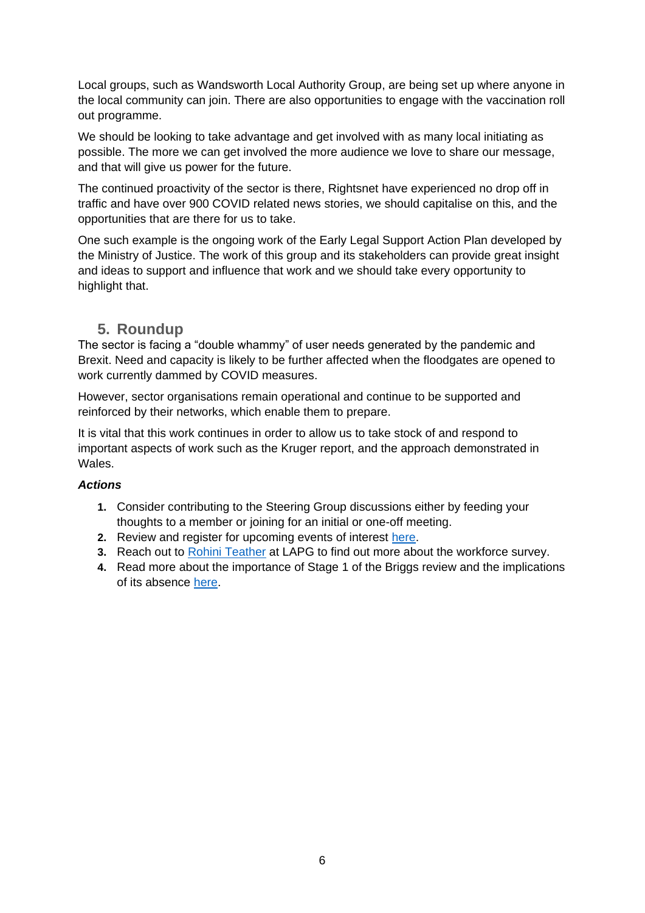Local groups, such as Wandsworth Local Authority Group, are being set up where anyone in the local community can join. There are also opportunities to engage with the vaccination roll out programme.

We should be looking to take advantage and get involved with as many local initiating as possible. The more we can get involved the more audience we love to share our message, and that will give us power for the future.

The continued proactivity of the sector is there, Rightsnet have experienced no drop off in traffic and have over 900 COVID related news stories, we should capitalise on this, and the opportunities that are there for us to take.

One such example is the ongoing work of the Early Legal Support Action Plan developed by the Ministry of Justice. The work of this group and its stakeholders can provide great insight and ideas to support and influence that work and we should take every opportunity to highlight that.

## 5. Roundup

The sector is facing a "double whammy" of user needs generated by the pandemic and Brexit. Need and capacity is likely to be further affected when the floodgates are opened to work currently dammed by COVID measures.

However, sector organisations remain operational and continue to be supported and reinforced by their networks, which enable them to prepare.

It is vital that this work continues in order to allow us to take stock of and respond to important aspects of work such as the Kruger report, and the approach demonstrated in Wales.

***Actions***

1. Consider contributing to the Steering Group discussions either by feeding your thoughts to a member or joining for an initial or one-off meeting.
2. Review and register for upcoming events of interest here.
3. Reach out to Rohini Teather at LAPG to find out more about the workforce survey.
4. Read more about the importance of Stage 1 of the Briggs review and the implications of its absence here.